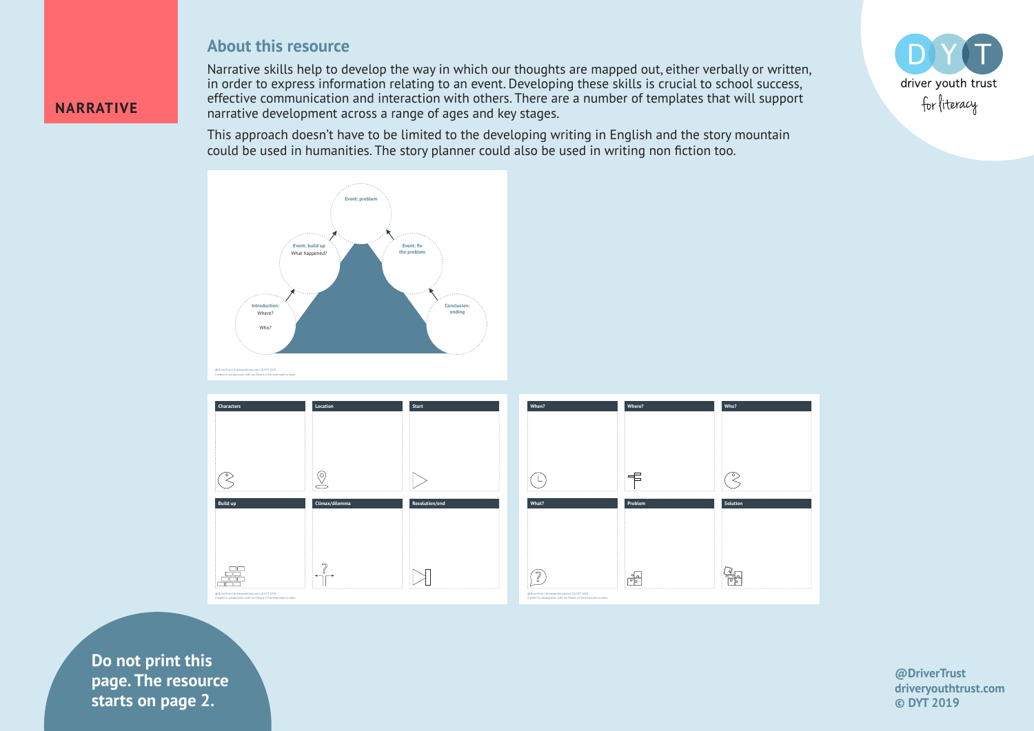**NARRATIVE**

## About this resource

Narrative skills help to develop the way in which our thoughts are mapped out, either verbally or written, in order to express information relating to an event. Developing these skills is crucial to school success, effective communication and interaction with others. There are a number of templates that will support narrative development across a range of ages and key stages.

This approach doesn't have to be limited to the developing writing in English and the story mountain could be used in humanities. The story planner could also be used in writing non fiction too.

Event: problem

Event: build up
What happened?

Event: fix the problem

Introduction:
Where?

Who?

Conclusion: ending

| Characters | Location | Start |
|---|---|---|
| Build up | Climax/dilemma | Resolution/end |

| When? | Where? | Who? |
|---|---|---|
| What? | Problem | Solution |

**Do not print this page. The resource starts on page 2.**

**@DriverTrust**
**driveryouthtrust.com**
**© DYT 2019**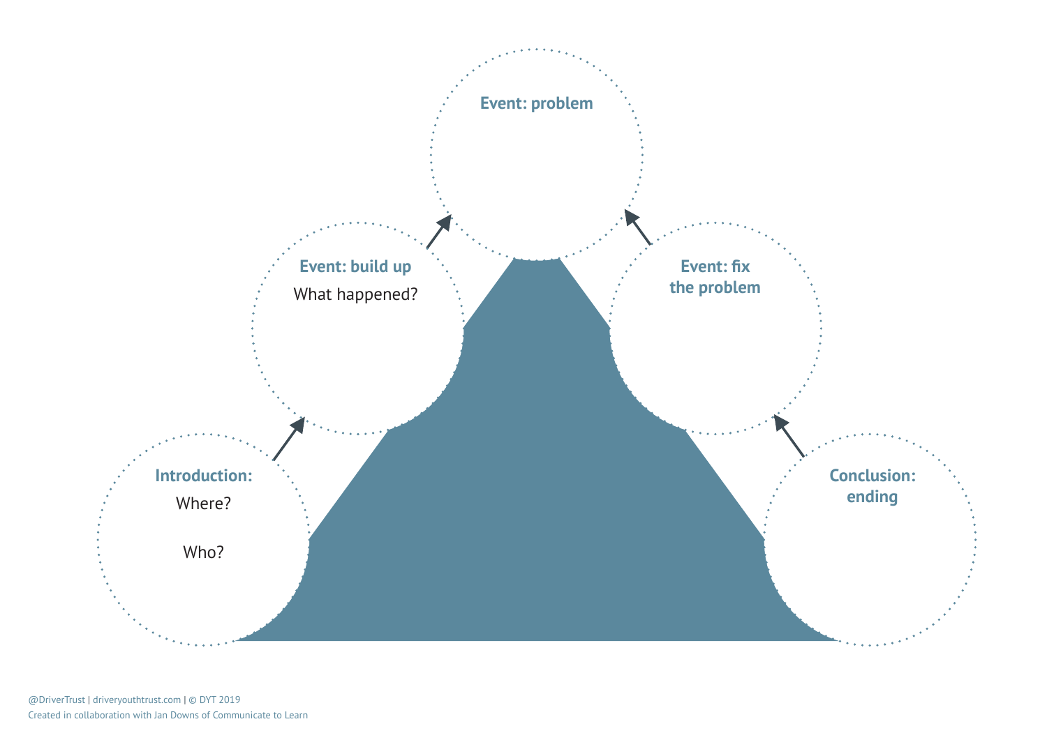**Introduction:**

Where?

Who?

**Event: build up**

What happened?

**Event: problem**

**Event: fix the problem**

**Conclusion: ending**

@DriverTrust | driveryouthtrust.com | © DYT 2019
Created in collaboration with Jan Downs of Communicate to Learn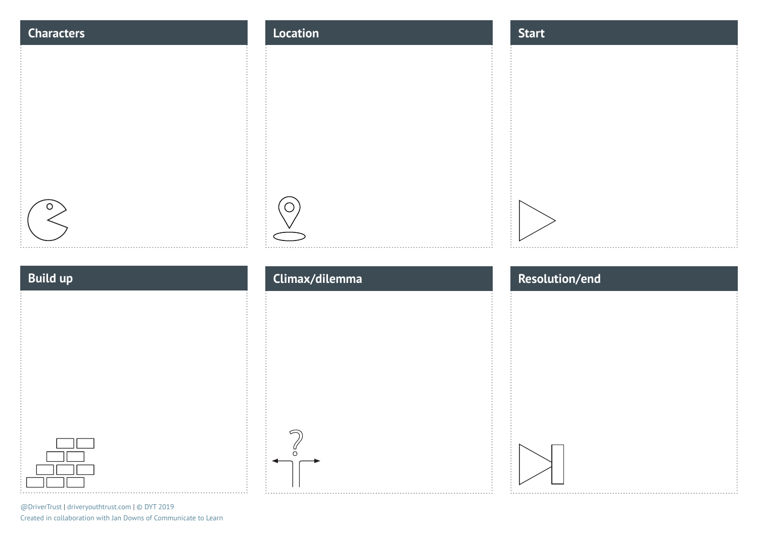## Characters

## Location

## Start

## Build up

## Climax/dilemma

## Resolution/end

@DriverTrust | driveryouthtrust.com | © DYT 2019
Created in collaboration with Jan Downs of Communicate to Learn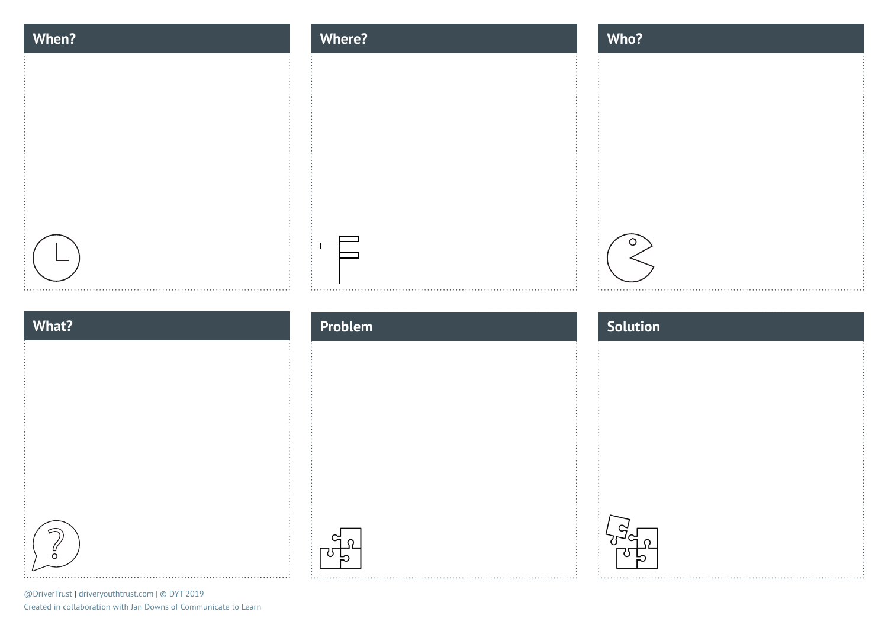## When?

## Where?

## Who?

## What?

## Problem

## Solution

@DriverTrust | driveryouthtrust.com | © DYT 2019
Created in collaboration with Jan Downs of Communicate to Learn